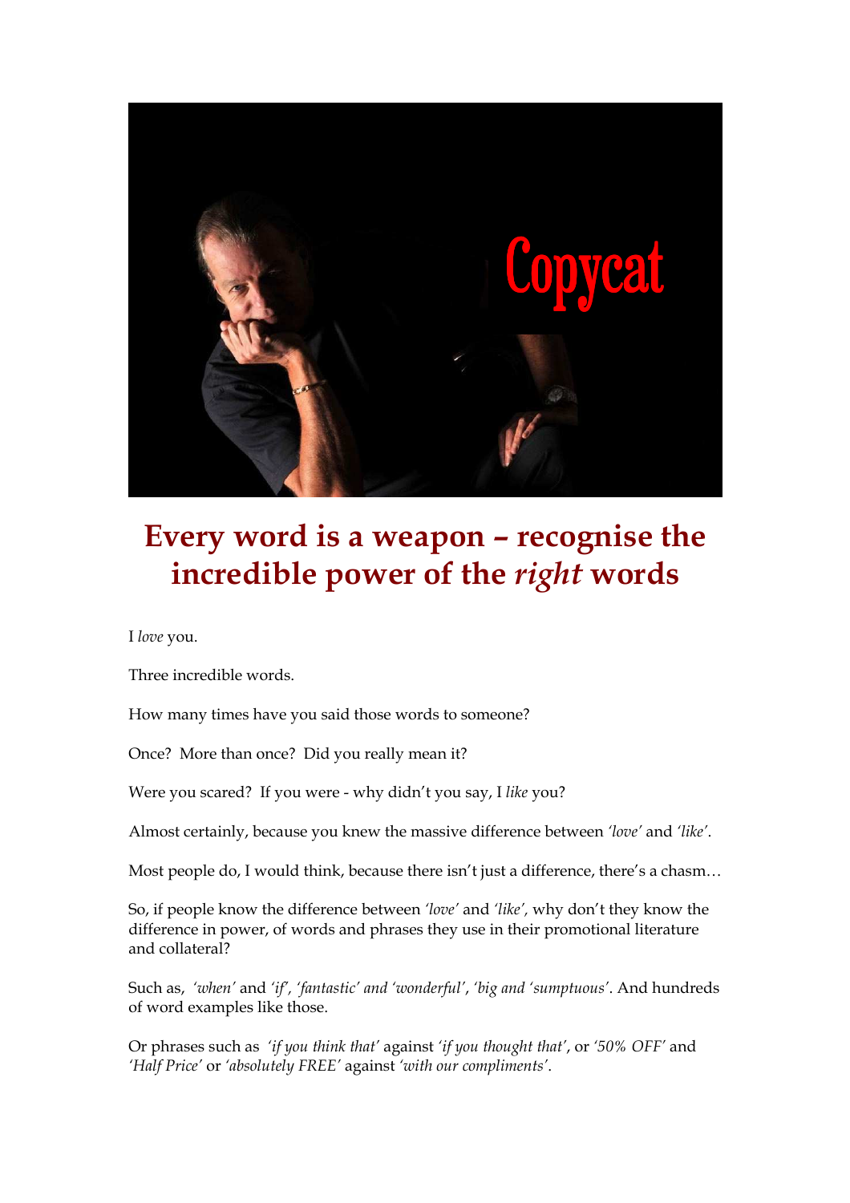# Every word is a weapon – recognise the incredible power of the *right* words

I *love* you.

Three incredible words.

How many times have you said those words to someone?

Once? More than once? Did you really mean it?

Were you scared? If you were - why didn't you say, I *like* you?

Almost certainly, because you knew the massive difference between *'love'* and *'like'*.

Most people do, I would think, because there isn't just a difference, there's a chasm…

So, if people know the difference between *'love'* and *'like'*, why don't they know the difference in power, of words and phrases they use in their promotional literature and collateral?

Such as, *'when'* and *'if'*, *'fantastic' and 'wonderful'*, *'big and 'sumptuous'*. And hundreds of word examples like those.

Or phrases such as *'if you think that'* against *'if you thought that'*, or *'50% OFF'* and *'Half Price'* or *'absolutely FREE'* against *'with our compliments'*.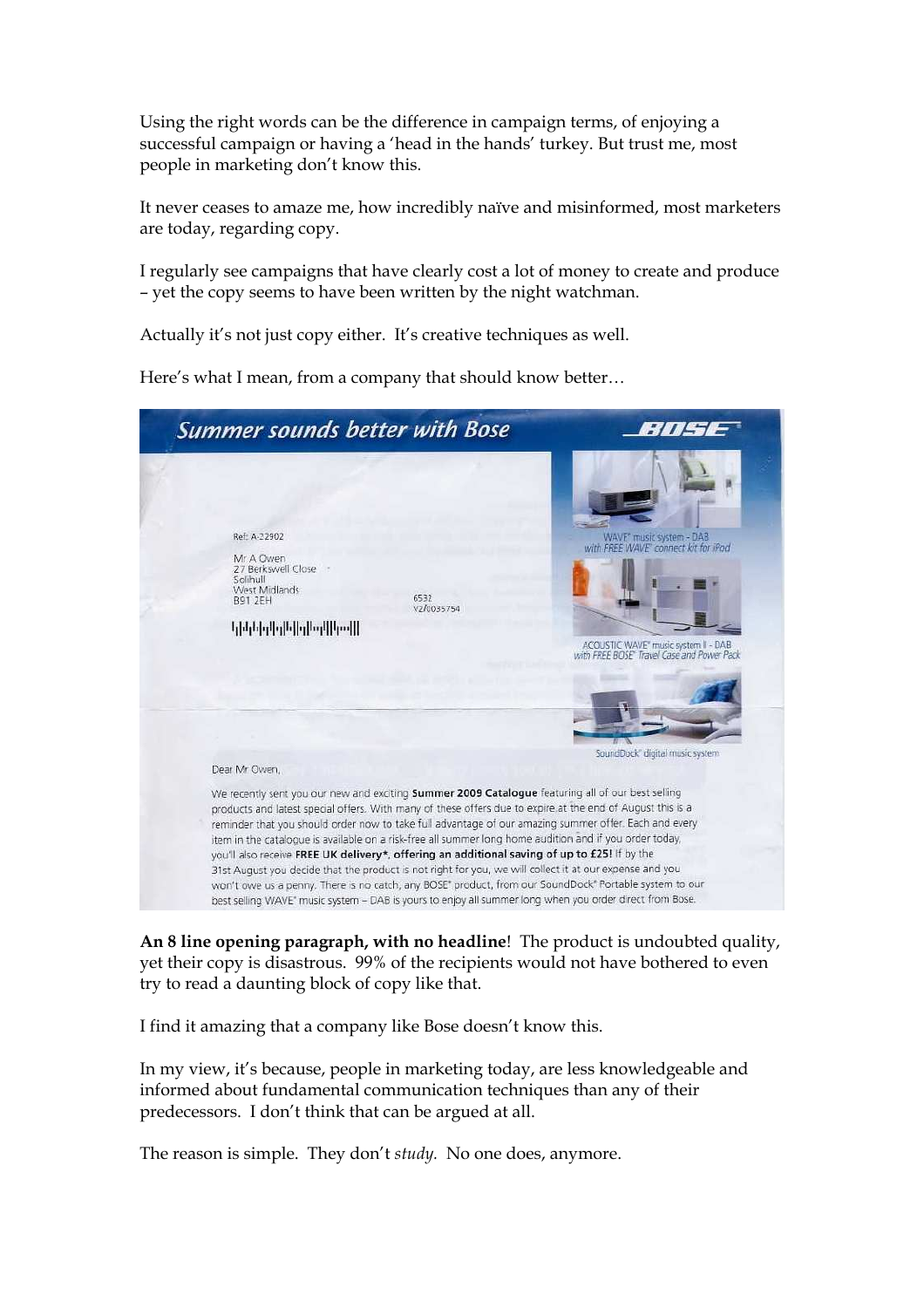Using the right words can be the difference in campaign terms, of enjoying a successful campaign or having a 'head in the hands' turkey. But trust me, most people in marketing don't know this.

It never ceases to amaze me, how incredibly naïve and misinformed, most marketers are today, regarding copy.

I regularly see campaigns that have clearly cost a lot of money to create and produce – yet the copy seems to have been written by the night watchman.

Actually it's not just copy either. It's creative techniques as well.

Here's what I mean, from a company that should know better…

> **Summer sounds better with Bose** — BOSE
>
> Ref: A-22902
>
> Mr A Owen
> 27 Berkswell Close
> Solihull
> West Midlands
> B91 2EH
>
> 6532
> V2/0035754
>
> WAVE® music system - DAB with FREE WAVE® connect kit for iPod
>
> ACOUSTIC WAVE® music system II - DAB with FREE BOSE® Travel Case and Power Pack
>
> SoundDock® digital music system
>
> Dear Mr Owen,
>
> We recently sent you our new and exciting **Summer 2009 Catalogue** featuring all of our best selling products and latest special offers. With many of these offers due to expire at the end of August this is a reminder that you should order now to take full advantage of our amazing summer offer. Each and every item in the catalogue is available on a risk-free all summer long home audition and if you order today, you'll also receive **FREE UK delivery\*, offering an additional saving of up to £25!** If by the 31st August you decide that the product is not right for you, we will collect it at our expense and you won't owe us a penny. There is no catch, any BOSE® product, from our SoundDock® Portable system to our best selling WAVE® music system – DAB is yours to enjoy all summer long when you order direct from Bose.

**An 8 line opening paragraph, with no headline**! The product is undoubted quality, yet their copy is disastrous. 99% of the recipients would not have bothered to even try to read a daunting block of copy like that.

I find it amazing that a company like Bose doesn't know this.

In my view, it's because, people in marketing today, are less knowledgeable and informed about fundamental communication techniques than any of their predecessors. I don't think that can be argued at all.

The reason is simple. They don't *study*. No one does, anymore.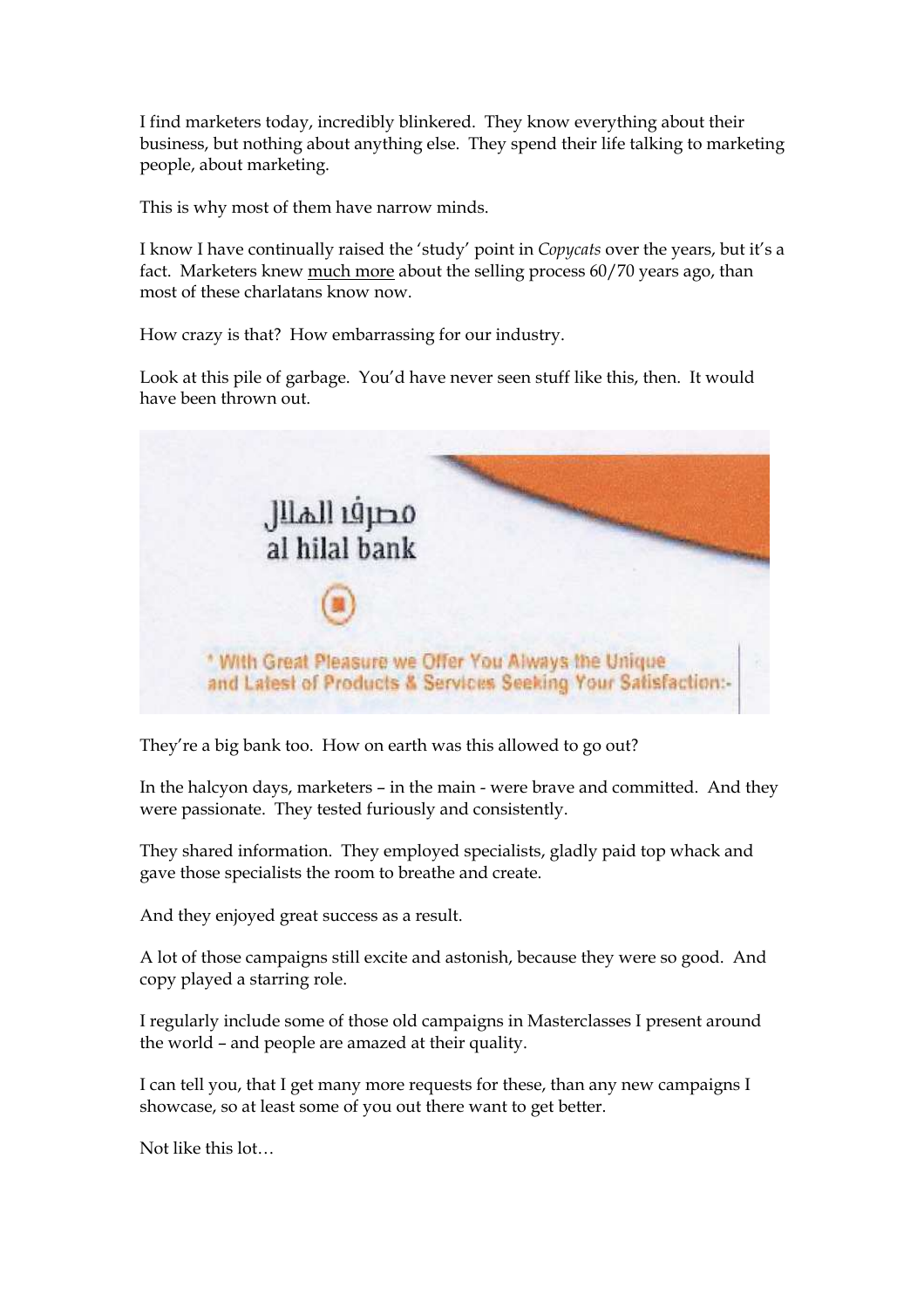I find marketers today, incredibly blinkered. They know everything about their business, but nothing about anything else. They spend their life talking to marketing people, about marketing.

This is why most of them have narrow minds.

I know I have continually raised the 'study' point in *Copycats* over the years, but it's a fact. Marketers knew much more about the selling process 60/70 years ago, than most of these charlatans know now.

How crazy is that? How embarrassing for our industry.

Look at this pile of garbage. You'd have never seen stuff like this, then. It would have been thrown out.

مصرف الهلال
al hilal bank

* With Great Pleasure we Offer You Always the Unique and Latest of Products & Services Seeking Your Satisfaction:-

They're a big bank too. How on earth was this allowed to go out?

In the halcyon days, marketers – in the main - were brave and committed. And they were passionate. They tested furiously and consistently.

They shared information. They employed specialists, gladly paid top whack and gave those specialists the room to breathe and create.

And they enjoyed great success as a result.

A lot of those campaigns still excite and astonish, because they were so good. And copy played a starring role.

I regularly include some of those old campaigns in Masterclasses I present around the world – and people are amazed at their quality.

I can tell you, that I get many more requests for these, than any new campaigns I showcase, so at least some of you out there want to get better.

Not like this lot…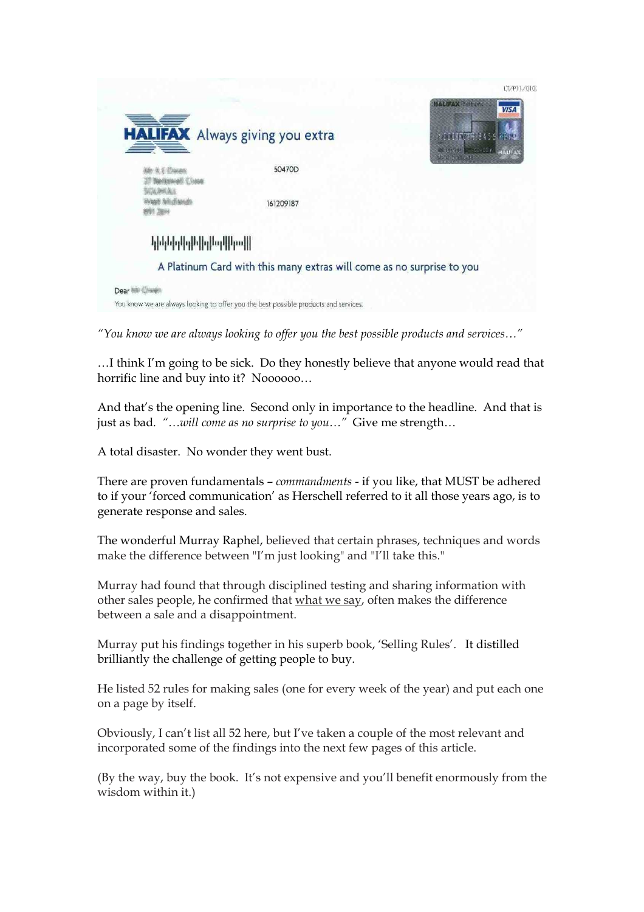LT/P11/010

**HALIFAX** Always giving you extra

50470D

161209187

A Platinum Card with this many extras will come as no surprise to you

Dear

You know we are always looking to offer you the best possible products and services.

*"You know we are always looking to offer you the best possible products and services…"*

…I think I'm going to be sick. Do they honestly believe that anyone would read that horrific line and buy into it? Noooooo…

And that's the opening line. Second only in importance to the headline. And that is just as bad. *"…will come as no surprise to you…"* Give me strength…

A total disaster. No wonder they went bust.

There are proven fundamentals – *commandments* - if you like, that MUST be adhered to if your 'forced communication' as Herschell referred to it all those years ago, is to generate response and sales.

The wonderful Murray Raphel, believed that certain phrases, techniques and words make the difference between "I'm just looking" and "I'll take this."

Murray had found that through disciplined testing and sharing information with other sales people, he confirmed that <u>what we say</u>, often makes the difference between a sale and a disappointment.

Murray put his findings together in his superb book, 'Selling Rules'. It distilled brilliantly the challenge of getting people to buy.

He listed 52 rules for making sales (one for every week of the year) and put each one on a page by itself.

Obviously, I can't list all 52 here, but I've taken a couple of the most relevant and incorporated some of the findings into the next few pages of this article.

(By the way, buy the book. It's not expensive and you'll benefit enormously from the wisdom within it.)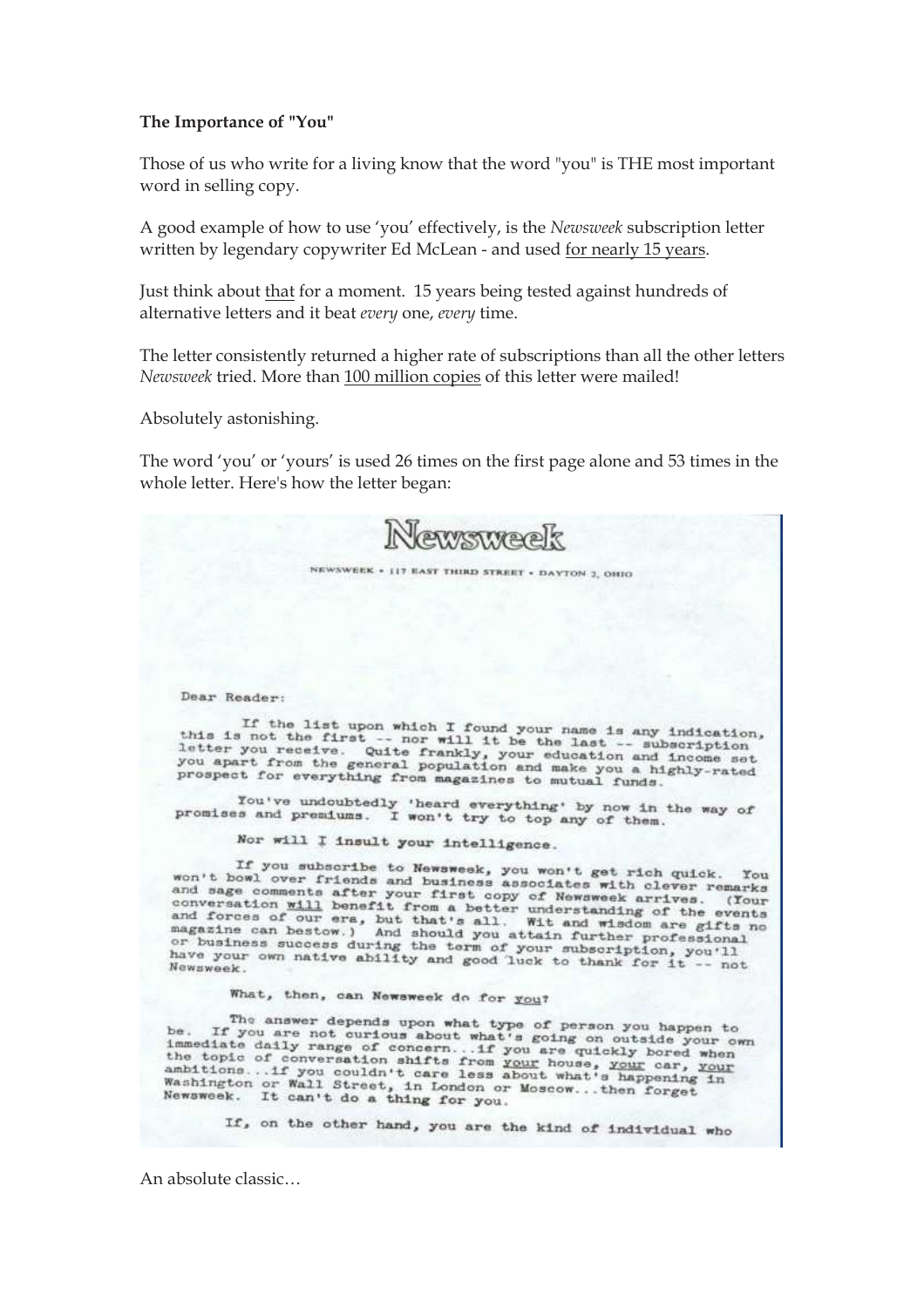**The Importance of "You"**

Those of us who write for a living know that the word "you" is THE most important word in selling copy.

A good example of how to use 'you' effectively, is the *Newsweek* subscription letter written by legendary copywriter Ed McLean - and used <u>for nearly 15 years</u>.

Just think about <u>that</u> for a moment. 15 years being tested against hundreds of alternative letters and it beat *every* one, *every* time.

The letter consistently returned a higher rate of subscriptions than all the other letters *Newsweek* tried. More than <u>100 million copies</u> of this letter were mailed!

Absolutely astonishing.

The word 'you' or 'yours' is used 26 times on the first page alone and 53 times in the whole letter. Here's how the letter began:

Newsweek

NEWSWEEK • 117 EAST THIRD STREET • DAYTON 2, OHIO

Dear Reader:

If the list upon which I found your name is any indication, this is not the first -- nor will it be the last -- subscription letter you receive. Quite frankly, your education and income set you apart from the general population and make you a highly-rated prospect for everything from magazines to mutual funds.

You've undoubtedly 'heard everything' by now in the way of promises and premiums. I won't try to top any of them.

Nor will I insult your intelligence.

If you subscribe to Newsweek, you won't get rich quick. You won't bowl over friends and business associates with clever remarks and sage comments after your first copy of Newsweek arrives. (Your conversation <u>will</u> benefit from a better understanding of the events and forces of our era, but that's all. Wit and wisdom are gifts no magazine can bestow.) And should you attain further professional or business success during the term of your subscription, you'll have your own native ability and good luck to thank for it -- not Newsweek.

What, then, can Newsweek do for <u>you</u>?

The answer depends upon what type of person you happen to be. If you are not curious about what's going on outside your own immediate daily range of concern...if you are quickly bored when the topic of conversation shifts from <u>your</u> house, <u>your</u> car, <u>your</u> ambitions...if you couldn't care less about what's happening in Washington or Wall Street, in London or Moscow...then forget Newsweek. It can't do a thing for you.

If, on the other hand, you are the kind of individual who

An absolute classic…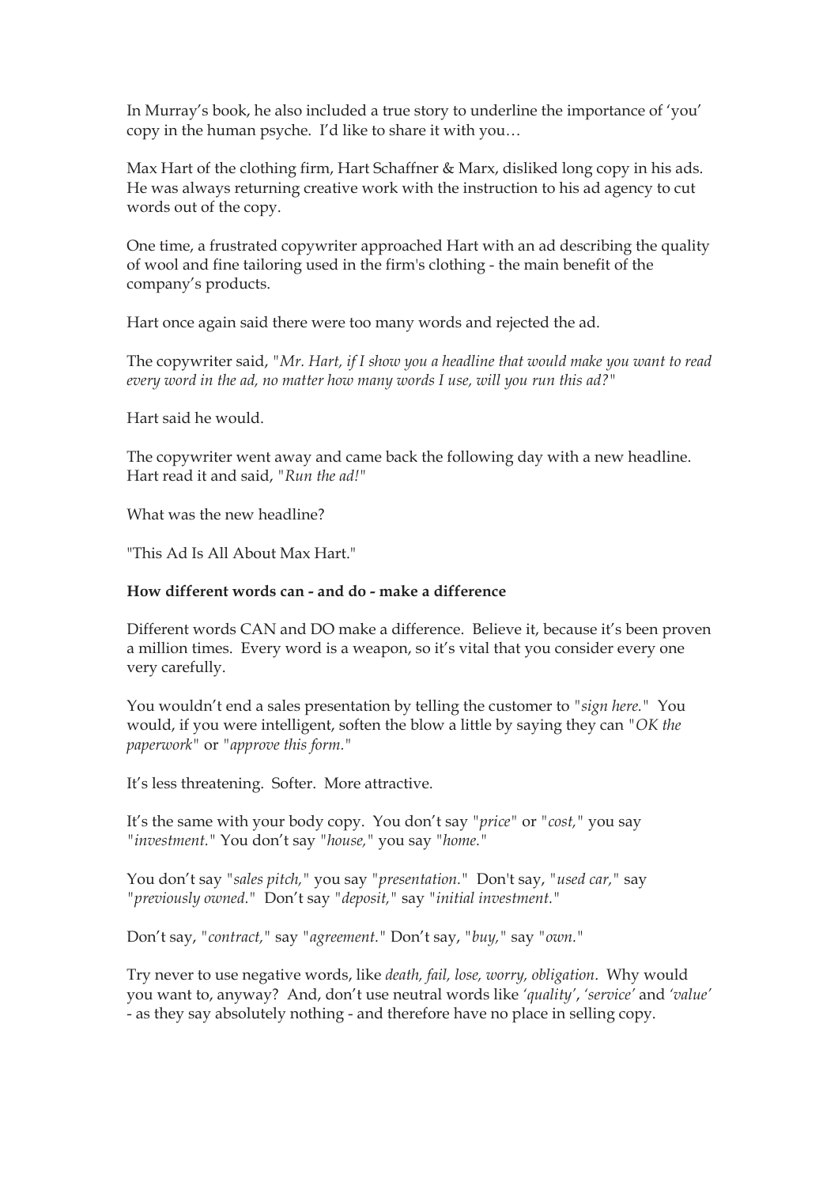In Murray's book, he also included a true story to underline the importance of 'you' copy in the human psyche. I'd like to share it with you…

Max Hart of the clothing firm, Hart Schaffner & Marx, disliked long copy in his ads. He was always returning creative work with the instruction to his ad agency to cut words out of the copy.

One time, a frustrated copywriter approached Hart with an ad describing the quality of wool and fine tailoring used in the firm's clothing - the main benefit of the company's products.

Hart once again said there were too many words and rejected the ad.

The copywriter said, "*Mr. Hart, if I show you a headline that would make you want to read every word in the ad, no matter how many words I use, will you run this ad?*"

Hart said he would.

The copywriter went away and came back the following day with a new headline. Hart read it and said, "*Run the ad!*"

What was the new headline?

"This Ad Is All About Max Hart."

**How different words can - and do - make a difference**

Different words CAN and DO make a difference. Believe it, because it's been proven a million times. Every word is a weapon, so it's vital that you consider every one very carefully.

You wouldn't end a sales presentation by telling the customer to "*sign here.*" You would, if you were intelligent, soften the blow a little by saying they can "*OK the paperwork*" or "*approve this form.*"

It's less threatening. Softer. More attractive.

It's the same with your body copy. You don't say "*price*" or "*cost,*" you say "*investment.*" You don't say "*house,*" you say "*home.*"

You don't say "*sales pitch,*" you say "*presentation.*" Don't say, "*used car,*" say "*previously owned.*" Don't say "*deposit,*" say "*initial investment.*"

Don't say, "*contract,*" say "*agreement.*" Don't say, "*buy,*" say "*own.*"

Try never to use negative words, like *death, fail, lose, worry, obligation*. Why would you want to, anyway? And, don't use neutral words like *'quality'*, *'service'* and *'value'* - as they say absolutely nothing - and therefore have no place in selling copy.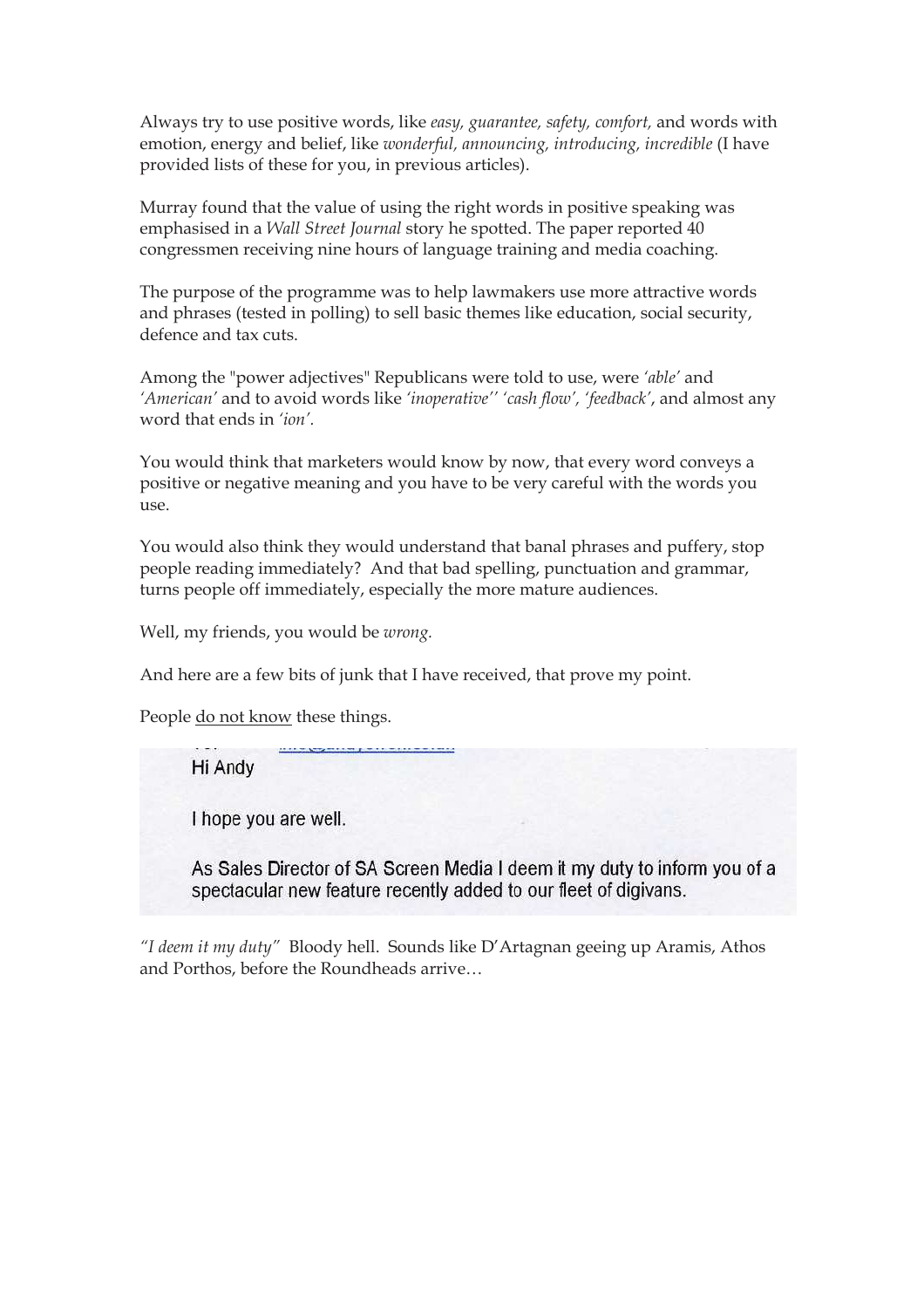Always try to use positive words, like *easy, guarantee, safety, comfort,* and words with emotion, energy and belief, like *wonderful, announcing, introducing, incredible* (I have provided lists of these for you, in previous articles).

Murray found that the value of using the right words in positive speaking was emphasised in a *Wall Street Journal* story he spotted. The paper reported 40 congressmen receiving nine hours of language training and media coaching.

The purpose of the programme was to help lawmakers use more attractive words and phrases (tested in polling) to sell basic themes like education, social security, defence and tax cuts.

Among the "power adjectives" Republicans were told to use, were *'able'* and *'American'* and to avoid words like *'inoperative'' 'cash flow', 'feedback'*, and almost any word that ends in *'ion'*.

You would think that marketers would know by now, that every word conveys a positive or negative meaning and you have to be very careful with the words you use.

You would also think they would understand that banal phrases and puffery, stop people reading immediately? And that bad spelling, punctuation and grammar, turns people off immediately, especially the more mature audiences.

Well, my friends, you would be *wrong.*

And here are a few bits of junk that I have received, that prove my point.

People <u>do not know</u> these things.

Hi Andy

I hope you are well.

As Sales Director of SA Screen Media I deem it my duty to inform you of a spectacular new feature recently added to our fleet of digivans.

*"I deem it my duty"* Bloody hell. Sounds like D'Artagnan geeing up Aramis, Athos and Porthos, before the Roundheads arrive…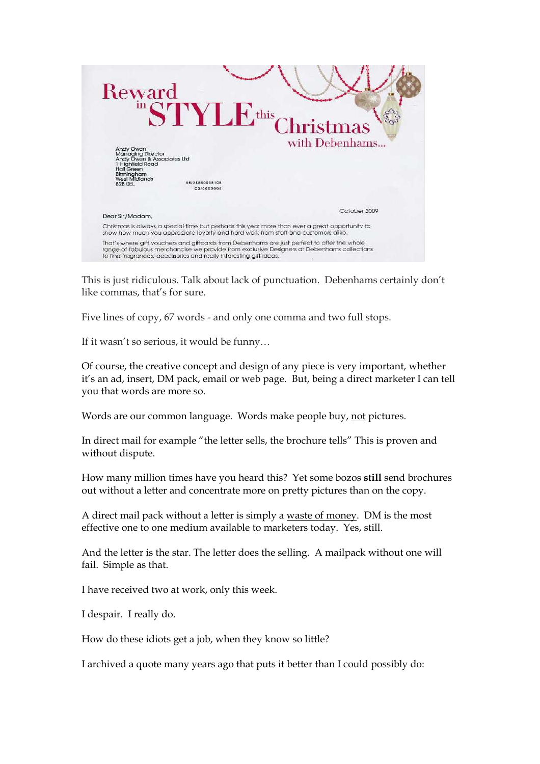Reward in STYLE this Christmas with Debenhams...

Andy Owen
Managing Director
Andy Owen & Associates Ltd
1 Highfield Road
Hall Green
Birmingham
West Midlands
B28 0EL

October 2009

Dear Sir/Madam,

Christmas is always a special time but perhaps this year more than ever a great opportunity to show how much you appreciate loyalty and hard work from staff and customers alike.

That's where gift vouchers and giftcards from Debenhams are just perfect to offer the whole range of fabulous merchandise we provide from exclusive Designers at Debenhams collections to fine fragrances, accessories and really interesting gift ideas.

This is just ridiculous. Talk about lack of punctuation. Debenhams certainly don't like commas, that's for sure.

Five lines of copy, 67 words - and only one comma and two full stops.

If it wasn't so serious, it would be funny…

Of course, the creative concept and design of any piece is very important, whether it's an ad, insert, DM pack, email or web page. But, being a direct marketer I can tell you that words are more so.

Words are our common language. Words make people buy, not pictures.

In direct mail for example "the letter sells, the brochure tells" This is proven and without dispute.

How many million times have you heard this? Yet some bozos **still** send brochures out without a letter and concentrate more on pretty pictures than on the copy.

A direct mail pack without a letter is simply a waste of money. DM is the most effective one to one medium available to marketers today. Yes, still.

And the letter is the star. The letter does the selling. A mailpack without one will fail. Simple as that.

I have received two at work, only this week.

I despair. I really do.

How do these idiots get a job, when they know so little?

I archived a quote many years ago that puts it better than I could possibly do: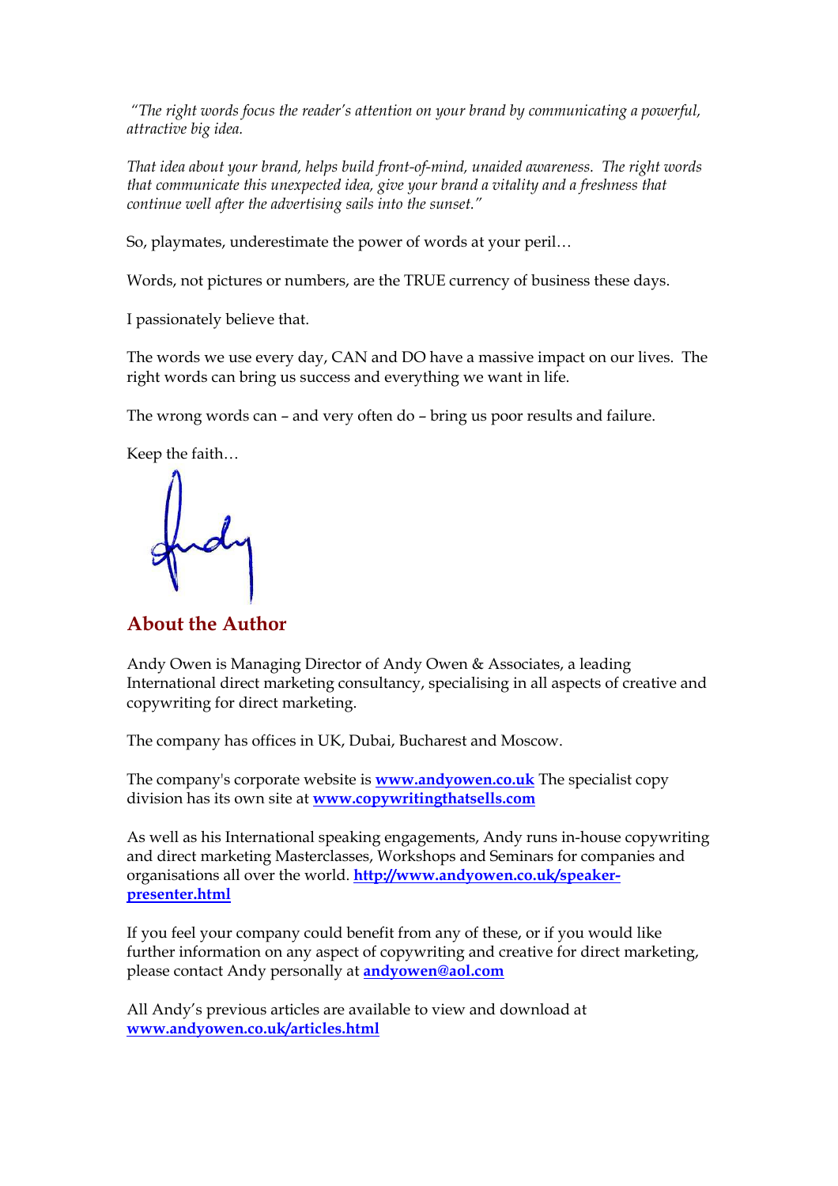*"The right words focus the reader's attention on your brand by communicating a powerful, attractive big idea.*

*That idea about your brand, helps build front-of-mind, unaided awareness. The right words that communicate this unexpected idea, give your brand a vitality and a freshness that continue well after the advertising sails into the sunset."*

So, playmates, underestimate the power of words at your peril…

Words, not pictures or numbers, are the TRUE currency of business these days.

I passionately believe that.

The words we use every day, CAN and DO have a massive impact on our lives. The right words can bring us success and everything we want in life.

The wrong words can – and very often do – bring us poor results and failure.

Keep the faith…

Andy

## About the Author

Andy Owen is Managing Director of Andy Owen & Associates, a leading International direct marketing consultancy, specialising in all aspects of creative and copywriting for direct marketing.

The company has offices in UK, Dubai, Bucharest and Moscow.

The company's corporate website is **www.andyowen.co.uk** The specialist copy division has its own site at **www.copywritingthatsells.com**

As well as his International speaking engagements, Andy runs in-house copywriting and direct marketing Masterclasses, Workshops and Seminars for companies and organisations all over the world. **http://www.andyowen.co.uk/speaker-presenter.html**

If you feel your company could benefit from any of these, or if you would like further information on any aspect of copywriting and creative for direct marketing, please contact Andy personally at **andyowen@aol.com**

All Andy's previous articles are available to view and download at **www.andyowen.co.uk/articles.html**